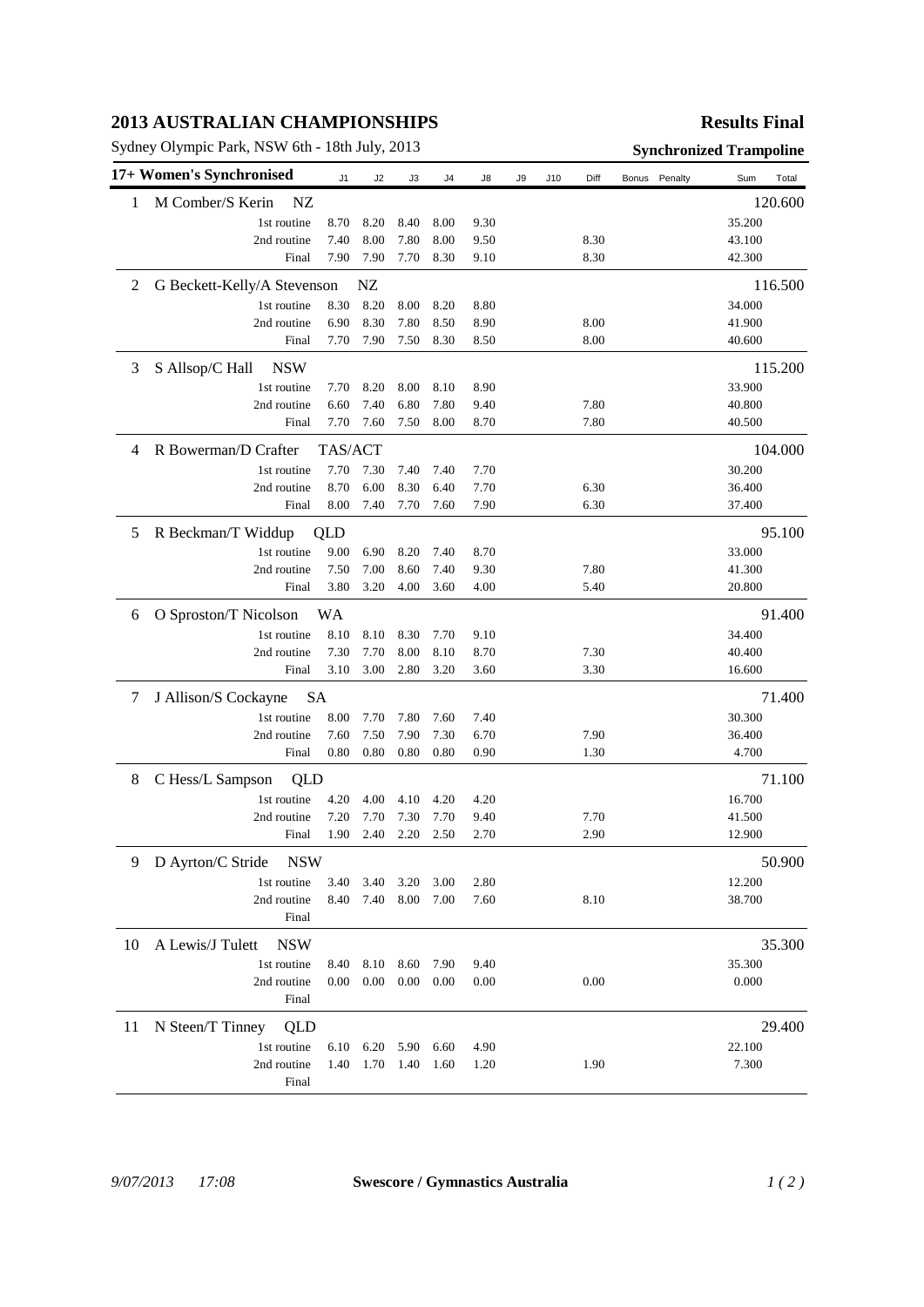# 2013 AUSTRALIAN CHAMPIONSHIPS

**Results Final**

Sydney Olympic Park, NSW 6th - 18th July, 2013

**Synchronized Trampoline**

## 17+ Women's Synchronised

| Rank | Name / Routine | J1 | J2 | J3 | J4 | J8 | J9 | J10 | Diff | Bonus | Penalty | Sum | Total |
|---|---|---|---|---|---|---|---|---|---|---|---|---|---|
| 1 | M Comber/S Kerin NZ | | | | | | | | | | | | 120.600 |
| | 1st routine | 8.70 | 8.20 | 8.40 | 8.00 | 9.30 | | | | | | 35.200 | |
| | 2nd routine | 7.40 | 8.00 | 7.80 | 8.00 | 9.50 | | | 8.30 | | | 43.100 | |
| | Final | 7.90 | 7.90 | 7.70 | 8.30 | 9.10 | | | 8.30 | | | 42.300 | |
| 2 | G Beckett-Kelly/A Stevenson NZ | | | | | | | | | | | | 116.500 |
| | 1st routine | 8.30 | 8.20 | 8.00 | 8.20 | 8.80 | | | | | | 34.000 | |
| | 2nd routine | 6.90 | 8.30 | 7.80 | 8.50 | 8.90 | | | 8.00 | | | 41.900 | |
| | Final | 7.70 | 7.90 | 7.50 | 8.30 | 8.50 | | | 8.00 | | | 40.600 | |
| 3 | S Allsop/C Hall NSW | | | | | | | | | | | | 115.200 |
| | 1st routine | 7.70 | 8.20 | 8.00 | 8.10 | 8.90 | | | | | | 33.900 | |
| | 2nd routine | 6.60 | 7.40 | 6.80 | 7.80 | 9.40 | | | 7.80 | | | 40.800 | |
| | Final | 7.70 | 7.60 | 7.50 | 8.00 | 8.70 | | | 7.80 | | | 40.500 | |
| 4 | R Bowerman/D Crafter TAS/ACT | | | | | | | | | | | | 104.000 |
| | 1st routine | 7.70 | 7.30 | 7.40 | 7.40 | 7.70 | | | | | | 30.200 | |
| | 2nd routine | 8.70 | 6.00 | 8.30 | 6.40 | 7.70 | | | 6.30 | | | 36.400 | |
| | Final | 8.00 | 7.40 | 7.70 | 7.60 | 7.90 | | | 6.30 | | | 37.400 | |
| 5 | R Beckman/T Widdup QLD | | | | | | | | | | | | 95.100 |
| | 1st routine | 9.00 | 6.90 | 8.20 | 7.40 | 8.70 | | | | | | 33.000 | |
| | 2nd routine | 7.50 | 7.00 | 8.60 | 7.40 | 9.30 | | | 7.80 | | | 41.300 | |
| | Final | 3.80 | 3.20 | 4.00 | 3.60 | 4.00 | | | 5.40 | | | 20.800 | |
| 6 | O Sproston/T Nicolson WA | | | | | | | | | | | | 91.400 |
| | 1st routine | 8.10 | 8.10 | 8.30 | 7.70 | 9.10 | | | | | | 34.400 | |
| | 2nd routine | 7.30 | 7.70 | 8.00 | 8.10 | 8.70 | | | 7.30 | | | 40.400 | |
| | Final | 3.10 | 3.00 | 2.80 | 3.20 | 3.60 | | | 3.30 | | | 16.600 | |
| 7 | J Allison/S Cockayne SA | | | | | | | | | | | | 71.400 |
| | 1st routine | 8.00 | 7.70 | 7.80 | 7.60 | 7.40 | | | | | | 30.300 | |
| | 2nd routine | 7.60 | 7.50 | 7.90 | 7.30 | 6.70 | | | 7.90 | | | 36.400 | |
| | Final | 0.80 | 0.80 | 0.80 | 0.80 | 0.90 | | | 1.30 | | | 4.700 | |
| 8 | C Hess/L Sampson QLD | | | | | | | | | | | | 71.100 |
| | 1st routine | 4.20 | 4.00 | 4.10 | 4.20 | 4.20 | | | | | | 16.700 | |
| | 2nd routine | 7.20 | 7.70 | 7.30 | 7.70 | 9.40 | | | 7.70 | | | 41.500 | |
| | Final | 1.90 | 2.40 | 2.20 | 2.50 | 2.70 | | | 2.90 | | | 12.900 | |
| 9 | D Ayrton/C Stride NSW | | | | | | | | | | | | 50.900 |
| | 1st routine | 3.40 | 3.40 | 3.20 | 3.00 | 2.80 | | | | | | 12.200 | |
| | 2nd routine | 8.40 | 7.40 | 8.00 | 7.00 | 7.60 | | | 8.10 | | | 38.700 | |
| | Final | | | | | | | | | | | | |
| 10 | A Lewis/J Tulett NSW | | | | | | | | | | | | 35.300 |
| | 1st routine | 8.40 | 8.10 | 8.60 | 7.90 | 9.40 | | | | | | 35.300 | |
| | 2nd routine | 0.00 | 0.00 | 0.00 | 0.00 | 0.00 | | | 0.00 | | | 0.000 | |
| | Final | | | | | | | | | | | | |
| 11 | N Steen/T Tinney QLD | | | | | | | | | | | | 29.400 |
| | 1st routine | 6.10 | 6.20 | 5.90 | 6.60 | 4.90 | | | | | | 22.100 | |
| | 2nd routine | 1.40 | 1.70 | 1.40 | 1.60 | 1.20 | | | 1.90 | | | 7.300 | |
| | Final | | | | | | | | | | | | |

*9/07/2013 17:08* **Swescore / Gymnastics Australia**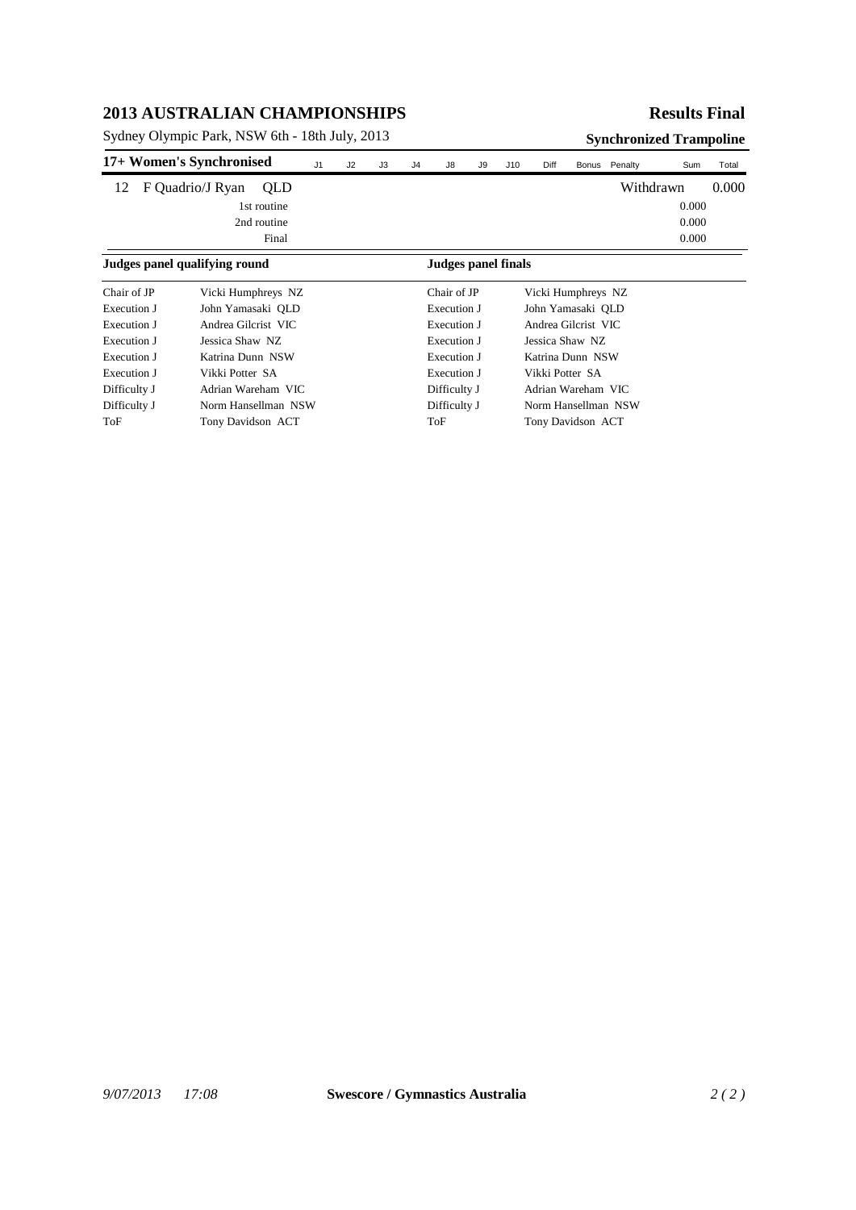# 2013 AUSTRALIAN CHAMPIONSHIPS

**Results Final**

Sydney Olympic Park, NSW 6th - 18th July, 2013

**Synchronized Trampoline**

| **17+ Women's Synchronised** | | J1 | J2 | J3 | J4 | J8 | J9 | J10 | Diff | Bonus | Penalty | Sum | Total |
|---|---|---|---|---|---|---|---|---|---|---|---|---|---|
| 12 | F Quadrio/J Ryan QLD | | | | | | | | | | Withdrawn | | 0.000 |
| | 1st routine | | | | | | | | | | | 0.000 | |
| | 2nd routine | | | | | | | | | | | 0.000 | |
| | Final | | | | | | | | | | | 0.000 | |

| **Judges panel qualifying round** | | **Judges panel finals** | |
|---|---|---|---|
| Chair of JP | Vicki Humphreys NZ | Chair of JP | Vicki Humphreys NZ |
| Execution J | John Yamasaki QLD | Execution J | John Yamasaki QLD |
| Execution J | Andrea Gilcrist VIC | Execution J | Andrea Gilcrist VIC |
| Execution J | Jessica Shaw NZ | Execution J | Jessica Shaw NZ |
| Execution J | Katrina Dunn NSW | Execution J | Katrina Dunn NSW |
| Execution J | Vikki Potter SA | Execution J | Vikki Potter SA |
| Difficulty J | Adrian Wareham VIC | Difficulty J | Adrian Wareham VIC |
| Difficulty J | Norm Hansellman NSW | Difficulty J | Norm Hansellman NSW |
| ToF | Tony Davidson ACT | ToF | Tony Davidson ACT |

*9/07/2013 17:08* **Swescore / Gymnastics Australia**